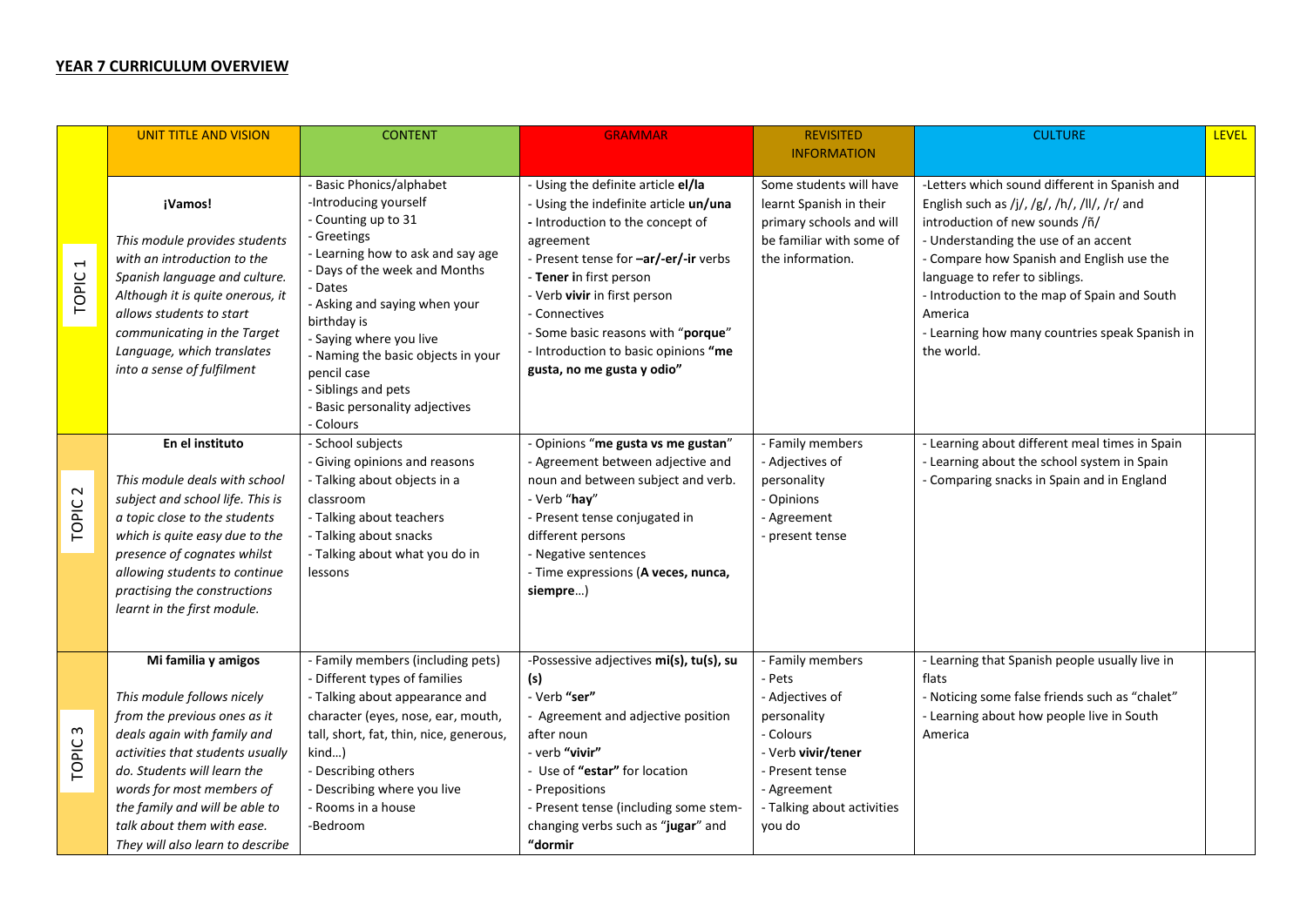**YEAR 7 CURRICULUM OVERVIEW**

| | UNIT TITLE AND VISION | CONTENT | GRAMMAR | REVISITED INFORMATION | CULTURE | LEVEL |
|---|---|---|---|---|---|---|
| TOPIC 1 | **¡Vamos!**<br><br>*This module provides students with an introduction to the Spanish language and culture. Although it is quite onerous, it allows students to start communicating in the Target Language, which translates into a sense of fulfilment* | - Basic Phonics/alphabet<br>-Introducing yourself<br>- Counting up to 31<br>- Greetings<br>- Learning how to ask and say age<br>- Days of the week and Months<br>- Dates<br>- Asking and saying when your birthday is<br>- Saying where you live<br>- Naming the basic objects in your pencil case<br>- Siblings and pets<br>- Basic personality adjectives<br>- Colours | - Using the definite article **el/la**<br>- Using the indefinite article **un/una**<br>**-** Introduction to the concept of agreement<br>- Present tense for **–ar/-er/-ir** verbs<br>- **Tener i**n first person<br>- Verb **vivir** in first person<br>- Connectives<br>- Some basic reasons with "**porque**"<br>- Introduction to basic opinions **"me gusta, no me gusta y odio"** | Some students will have learnt Spanish in their primary schools and will be familiar with some of the information. | -Letters which sound different in Spanish and English such as /j/, /g/, /h/, /ll/, /r/ and introduction of new sounds /ñ/<br>- Understanding the use of an accent<br>- Compare how Spanish and English use the language to refer to siblings.<br>- Introduction to the map of Spain and South America<br>- Learning how many countries speak Spanish in the world. | |
| TOPIC 2 | **En el instituto**<br><br>*This module deals with school subject and school life. This is a topic close to the students which is quite easy due to the presence of cognates whilst allowing students to continue practising the constructions learnt in the first module.* | - School subjects<br>- Giving opinions and reasons<br>- Talking about objects in a classroom<br>- Talking about teachers<br>- Talking about snacks<br>- Talking about what you do in lessons | - Opinions "**me gusta vs me gustan**"<br>- Agreement between adjective and noun and between subject and verb.<br>- Verb "**hay**"<br>- Present tense conjugated in different persons<br>- Negative sentences<br>- Time expressions (**A veces, nunca, siempre**…) | - Family members<br>- Adjectives of personality<br>- Opinions<br>- Agreement<br>- present tense | - Learning about different meal times in Spain<br>- Learning about the school system in Spain<br>- Comparing snacks in Spain and in England | |
| TOPIC 3 | **Mi familia y amigos**<br><br>*This module follows nicely from the previous ones as it deals again with family and activities that students usually do. Students will learn the words for most members of the family and will be able to talk about them with ease. They will also learn to describe* | - Family members (including pets)<br>- Different types of families<br>- Talking about appearance and character (eyes, nose, ear, mouth, tall, short, fat, thin, nice, generous, kind…)<br>- Describing others<br>- Describing where you live<br>- Rooms in a house<br>-Bedroom | -Possessive adjectives **mi(s), tu(s), su (s)**<br>- Verb **"ser"**<br>- Agreement and adjective position after noun<br>- verb **"vivir"**<br>- Use of **"estar"** for location<br>- Prepositions<br>- Present tense (including some stem-changing verbs such as "**jugar**" and **"dormir** | - Family members<br>- Pets<br>- Adjectives of personality<br>- Colours<br>- Verb **vivir/tener**<br>- Present tense<br>- Agreement<br>- Talking about activities you do | - Learning that Spanish people usually live in flats<br>- Noticing some false friends such as "chalet"<br>- Learning about how people live in South America | |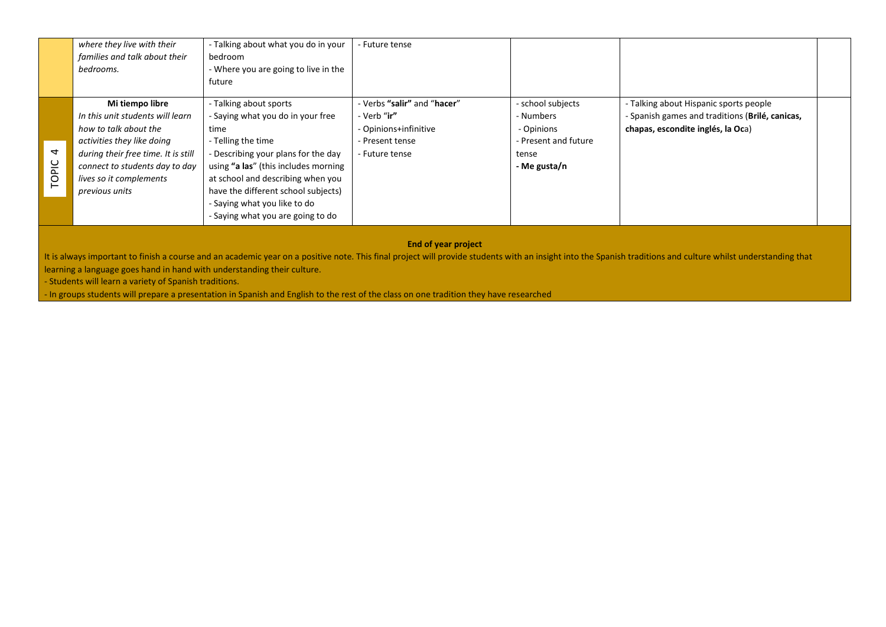| | | | | | | |
|---|---|---|---|---|---|---|
| | *where they live with their families and talk about their bedrooms.* | - Talking about what you do in your bedroom<br>- Where you are going to live in the future | - Future tense | | | |
| TOPIC 4 | **Mi tiempo libre**<br>*In this unit students will learn how to talk about the activities they like doing during their free time. It is still connect to students day to day lives so it complements previous units* | - Talking about sports<br>- Saying what you do in your free time<br>- Telling the time<br>- Describing your plans for the day using **"a las"** (this includes morning at school and describing when you have the different school subjects)<br>- Saying what you like to do<br>- Saying what you are going to do | - Verbs **"salir"** and "**hacer**"<br>- Verb "**ir"**<br>- Opinions+infinitive<br>- Present tense<br>- Future tense | - school subjects<br>- Numbers<br>- Opinions<br>- Present and future tense<br>**- Me gusta/n** | - Talking about Hispanic sports people<br>- Spanish games and traditions (**Brilé, canicas, chapas, escondite inglés, la Oc**a) | |

**End of year project**

It is always important to finish a course and an academic year on a positive note. This final project will provide students with an insight into the Spanish traditions and culture whilst understanding that learning a language goes hand in hand with understanding their culture.

- Students will learn a variety of Spanish traditions.
- In groups students will prepare a presentation in Spanish and English to the rest of the class on one tradition they have researched